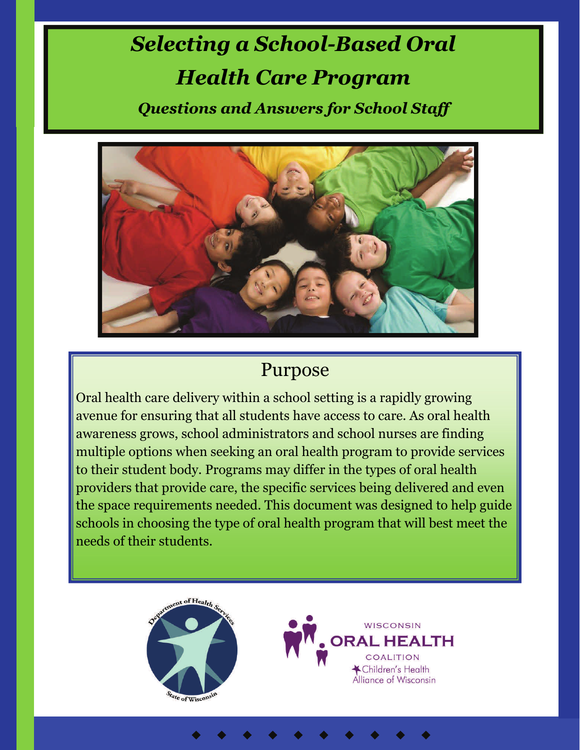# *Selecting a School-Based Oral Health Care Program*

### *Questions and Answers for School Staff*

## Purpose

Oral health care delivery within a school setting is a rapidly growing avenue for ensuring that all students have access to care. As oral health awareness grows, school administrators and school nurses are finding multiple options when seeking an oral health program to provide services to their student body. Programs may differ in the types of oral health providers that provide care, the specific services being delivered and even the space requirements needed. This document was designed to help guide schools in choosing the type of oral health program that will best meet the needs of their students.

Department of Health Services
State of Wisconsin

WISCONSIN
ORAL HEALTH
COALITION
Children's Health Alliance of Wisconsin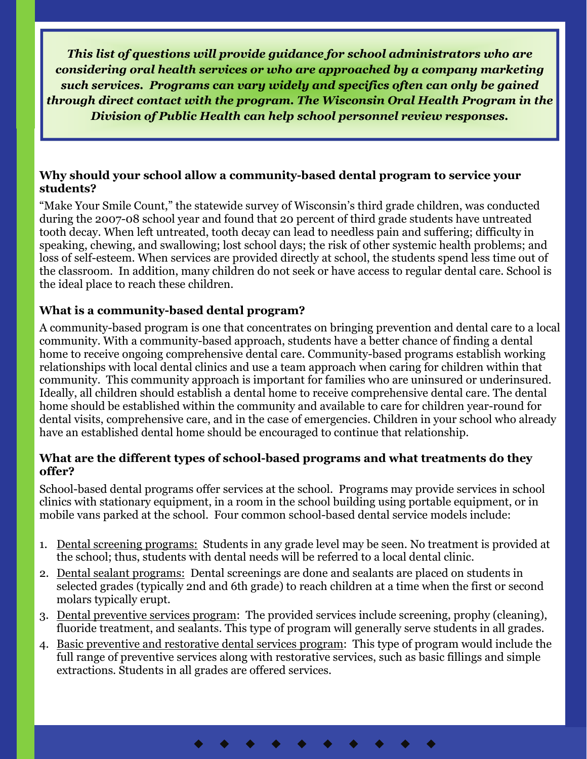*This list of questions will provide guidance for school administrators who are considering oral health services or who are approached by a company marketing such services. Programs can vary widely and specifics often can only be gained through direct contact with the program. The Wisconsin Oral Health Program in the Division of Public Health can help school personnel review responses.*

### Why should your school allow a community-based dental program to service your students?

"Make Your Smile Count," the statewide survey of Wisconsin's third grade children, was conducted during the 2007-08 school year and found that 20 percent of third grade students have untreated tooth decay. When left untreated, tooth decay can lead to needless pain and suffering; difficulty in speaking, chewing, and swallowing; lost school days; the risk of other systemic health problems; and loss of self-esteem. When services are provided directly at school, the students spend less time out of the classroom. In addition, many children do not seek or have access to regular dental care. School is the ideal place to reach these children.

### What is a community-based dental program?

A community-based program is one that concentrates on bringing prevention and dental care to a local community. With a community-based approach, students have a better chance of finding a dental home to receive ongoing comprehensive dental care. Community-based programs establish working relationships with local dental clinics and use a team approach when caring for children within that community. This community approach is important for families who are uninsured or underinsured. Ideally, all children should establish a dental home to receive comprehensive dental care. The dental home should be established within the community and available to care for children year-round for dental visits, comprehensive care, and in the case of emergencies. Children in your school who already have an established dental home should be encouraged to continue that relationship.

### What are the different types of school-based programs and what treatments do they offer?

School-based dental programs offer services at the school. Programs may provide services in school clinics with stationary equipment, in a room in the school building using portable equipment, or in mobile vans parked at the school. Four common school-based dental service models include:

1. Dental screening programs: Students in any grade level may be seen. No treatment is provided at the school; thus, students with dental needs will be referred to a local dental clinic.
2. Dental sealant programs: Dental screenings are done and sealants are placed on students in selected grades (typically 2nd and 6th grade) to reach children at a time when the first or second molars typically erupt.
3. Dental preventive services program: The provided services include screening, prophy (cleaning), fluoride treatment, and sealants. This type of program will generally serve students in all grades.
4. Basic preventive and restorative dental services program: This type of program would include the full range of preventive services along with restorative services, such as basic fillings and simple extractions. Students in all grades are offered services.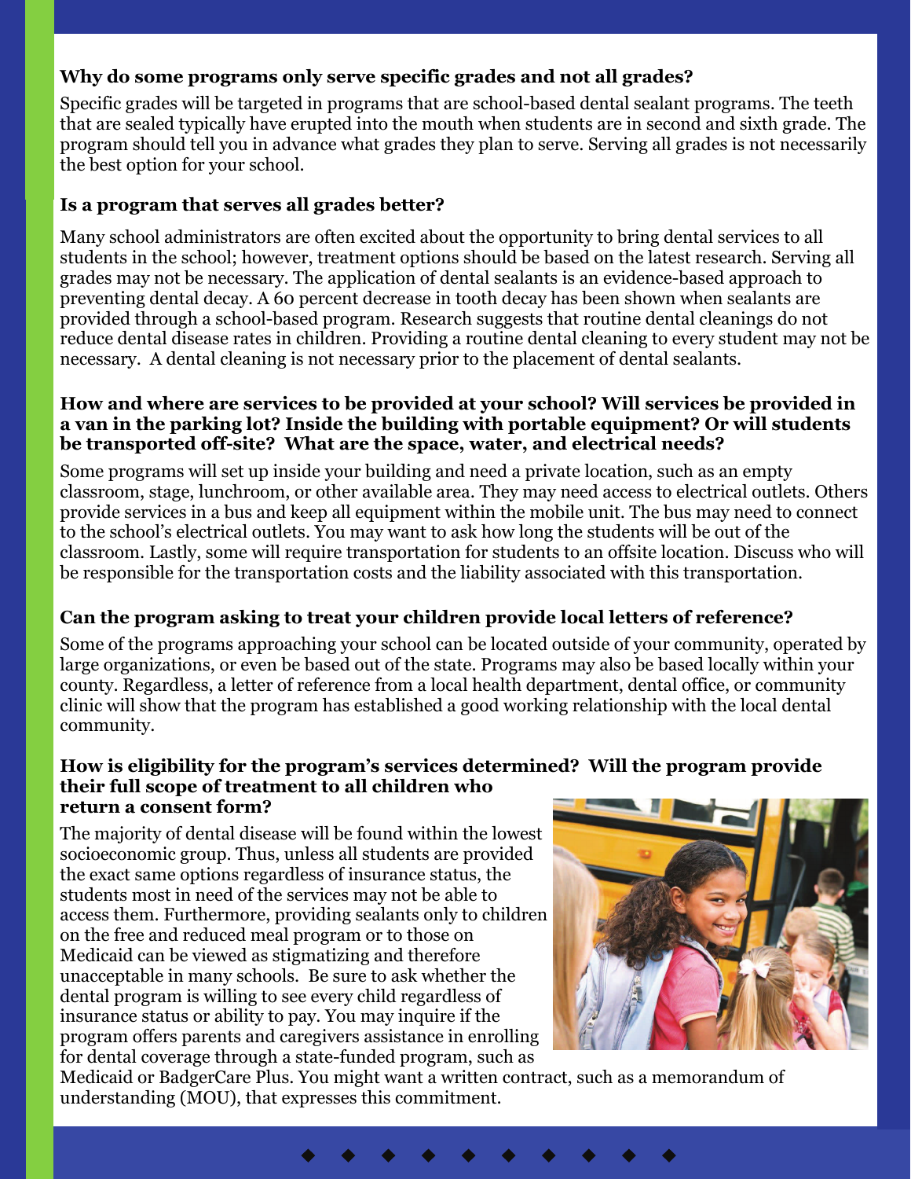**Why do some programs only serve specific grades and not all grades?**

Specific grades will be targeted in programs that are school-based dental sealant programs. The teeth that are sealed typically have erupted into the mouth when students are in second and sixth grade. The program should tell you in advance what grades they plan to serve. Serving all grades is not necessarily the best option for your school.

**Is a program that serves all grades better?**

Many school administrators are often excited about the opportunity to bring dental services to all students in the school; however, treatment options should be based on the latest research. Serving all grades may not be necessary. The application of dental sealants is an evidence-based approach to preventing dental decay. A 60 percent decrease in tooth decay has been shown when sealants are provided through a school-based program. Research suggests that routine dental cleanings do not reduce dental disease rates in children. Providing a routine dental cleaning to every student may not be necessary. A dental cleaning is not necessary prior to the placement of dental sealants.

**How and where are services to be provided at your school? Will services be provided in a van in the parking lot? Inside the building with portable equipment? Or will students be transported off-site? What are the space, water, and electrical needs?**

Some programs will set up inside your building and need a private location, such as an empty classroom, stage, lunchroom, or other available area. They may need access to electrical outlets. Others provide services in a bus and keep all equipment within the mobile unit. The bus may need to connect to the school's electrical outlets. You may want to ask how long the students will be out of the classroom. Lastly, some will require transportation for students to an offsite location. Discuss who will be responsible for the transportation costs and the liability associated with this transportation.

**Can the program asking to treat your children provide local letters of reference?**

Some of the programs approaching your school can be located outside of your community, operated by large organizations, or even be based out of the state. Programs may also be based locally within your county. Regardless, a letter of reference from a local health department, dental office, or community clinic will show that the program has established a good working relationship with the local dental community.

**How is eligibility for the program's services determined? Will the program provide their full scope of treatment to all children who return a consent form?**

The majority of dental disease will be found within the lowest socioeconomic group. Thus, unless all students are provided the exact same options regardless of insurance status, the students most in need of the services may not be able to access them. Furthermore, providing sealants only to children on the free and reduced meal program or to those on Medicaid can be viewed as stigmatizing and therefore unacceptable in many schools. Be sure to ask whether the dental program is willing to see every child regardless of insurance status or ability to pay. You may inquire if the program offers parents and caregivers assistance in enrolling for dental coverage through a state-funded program, such as Medicaid or BadgerCare Plus. You might want a written contract, such as a memorandum of understanding (MOU), that expresses this commitment.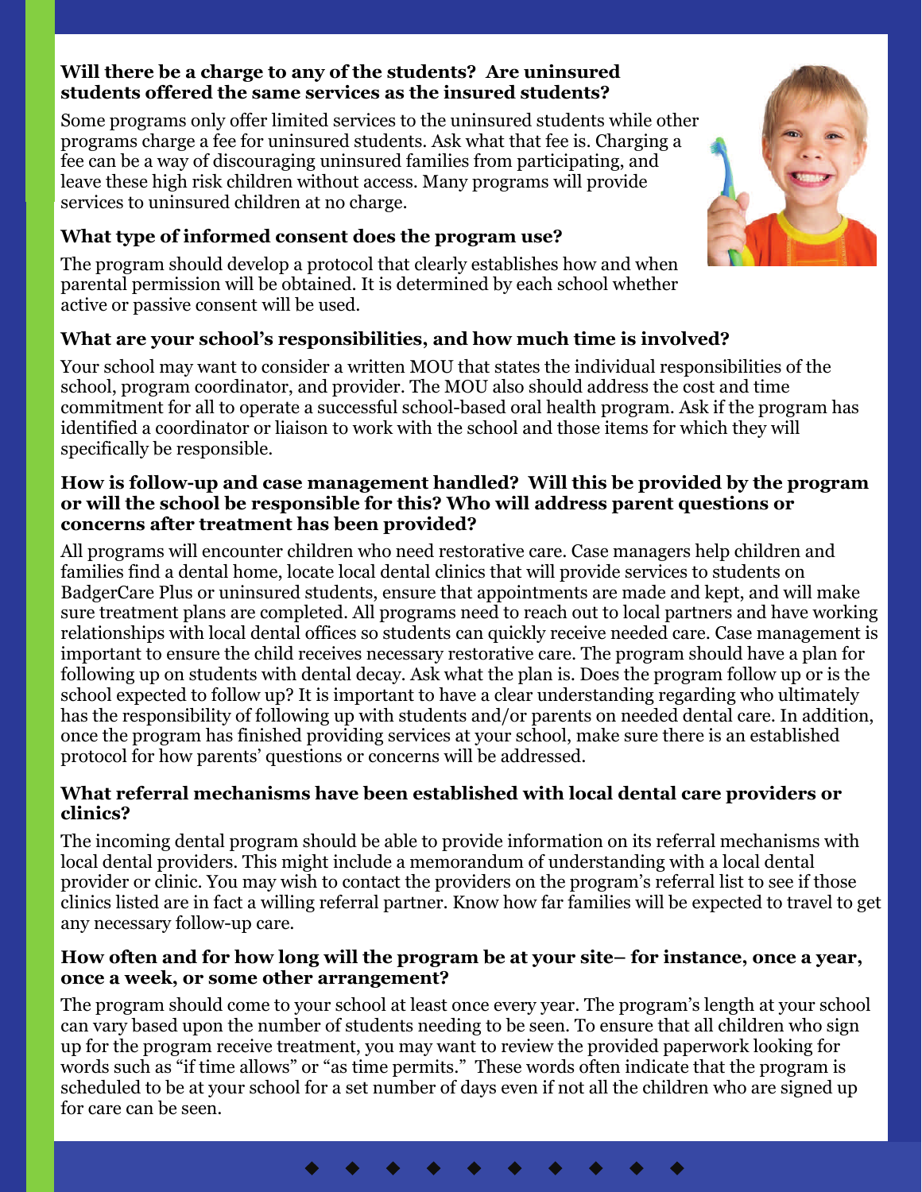**Will there be a charge to any of the students? Are uninsured students offered the same services as the insured students?**

Some programs only offer limited services to the uninsured students while other programs charge a fee for uninsured students. Ask what that fee is. Charging a fee can be a way of discouraging uninsured families from participating, and leave these high risk children without access. Many programs will provide services to uninsured children at no charge.

**What type of informed consent does the program use?**

The program should develop a protocol that clearly establishes how and when parental permission will be obtained. It is determined by each school whether active or passive consent will be used.

**What are your school's responsibilities, and how much time is involved?**

Your school may want to consider a written MOU that states the individual responsibilities of the school, program coordinator, and provider. The MOU also should address the cost and time commitment for all to operate a successful school-based oral health program. Ask if the program has identified a coordinator or liaison to work with the school and those items for which they will specifically be responsible.

**How is follow-up and case management handled? Will this be provided by the program or will the school be responsible for this? Who will address parent questions or concerns after treatment has been provided?**

All programs will encounter children who need restorative care. Case managers help children and families find a dental home, locate local dental clinics that will provide services to students on BadgerCare Plus or uninsured students, ensure that appointments are made and kept, and will make sure treatment plans are completed. All programs need to reach out to local partners and have working relationships with local dental offices so students can quickly receive needed care. Case management is important to ensure the child receives necessary restorative care. The program should have a plan for following up on students with dental decay. Ask what the plan is. Does the program follow up or is the school expected to follow up? It is important to have a clear understanding regarding who ultimately has the responsibility of following up with students and/or parents on needed dental care. In addition, once the program has finished providing services at your school, make sure there is an established protocol for how parents' questions or concerns will be addressed.

**What referral mechanisms have been established with local dental care providers or clinics?**

The incoming dental program should be able to provide information on its referral mechanisms with local dental providers. This might include a memorandum of understanding with a local dental provider or clinic. You may wish to contact the providers on the program's referral list to see if those clinics listed are in fact a willing referral partner. Know how far families will be expected to travel to get any necessary follow-up care.

**How often and for how long will the program be at your site– for instance, once a year, once a week, or some other arrangement?**

The program should come to your school at least once every year. The program's length at your school can vary based upon the number of students needing to be seen. To ensure that all children who sign up for the program receive treatment, you may want to review the provided paperwork looking for words such as "if time allows" or "as time permits." These words often indicate that the program is scheduled to be at your school for a set number of days even if not all the children who are signed up for care can be seen.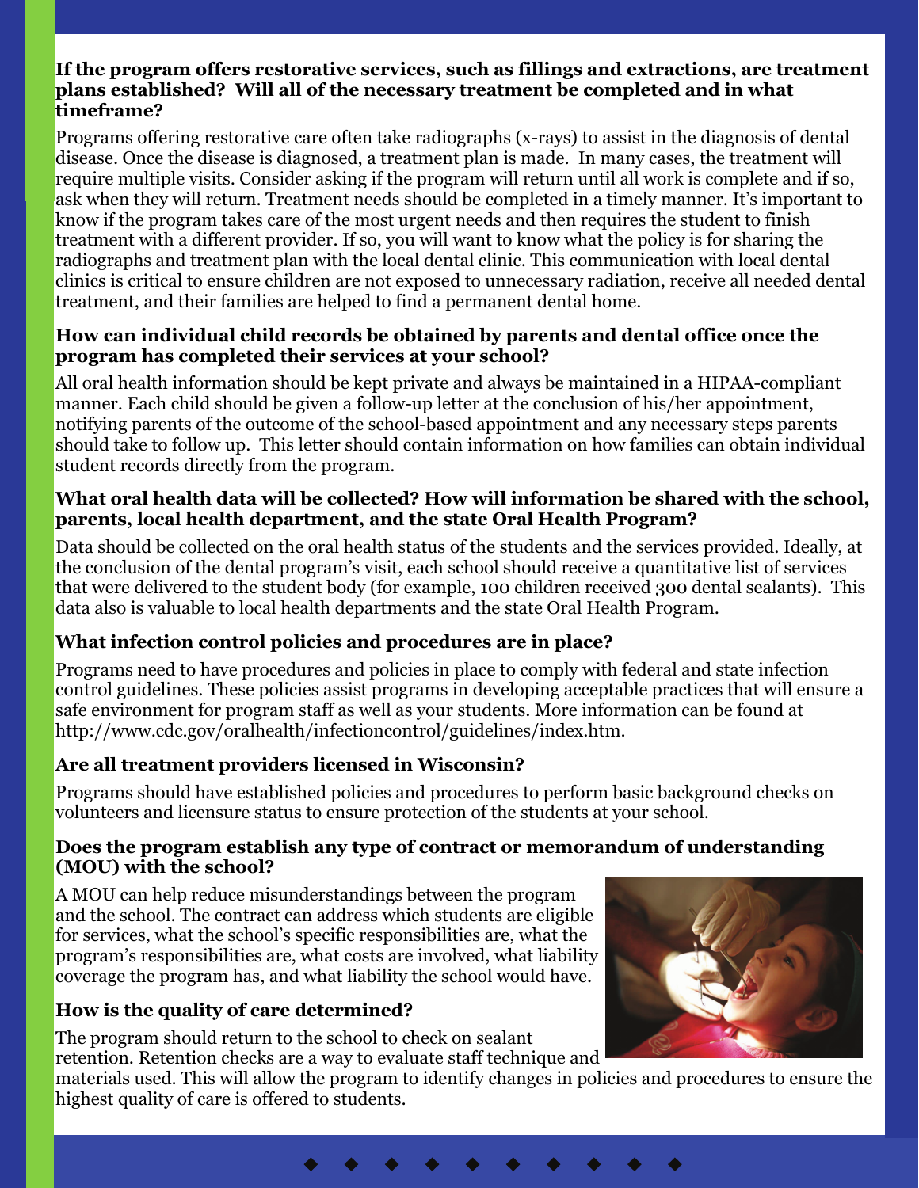**If the program offers restorative services, such as fillings and extractions, are treatment plans established? Will all of the necessary treatment be completed and in what timeframe?**

Programs offering restorative care often take radiographs (x-rays) to assist in the diagnosis of dental disease. Once the disease is diagnosed, a treatment plan is made. In many cases, the treatment will require multiple visits. Consider asking if the program will return until all work is complete and if so, ask when they will return. Treatment needs should be completed in a timely manner. It's important to know if the program takes care of the most urgent needs and then requires the student to finish treatment with a different provider. If so, you will want to know what the policy is for sharing the radiographs and treatment plan with the local dental clinic. This communication with local dental clinics is critical to ensure children are not exposed to unnecessary radiation, receive all needed dental treatment, and their families are helped to find a permanent dental home.

**How can individual child records be obtained by parents and dental office once the program has completed their services at your school?**

All oral health information should be kept private and always be maintained in a HIPAA-compliant manner. Each child should be given a follow-up letter at the conclusion of his/her appointment, notifying parents of the outcome of the school-based appointment and any necessary steps parents should take to follow up. This letter should contain information on how families can obtain individual student records directly from the program.

**What oral health data will be collected? How will information be shared with the school, parents, local health department, and the state Oral Health Program?**

Data should be collected on the oral health status of the students and the services provided. Ideally, at the conclusion of the dental program's visit, each school should receive a quantitative list of services that were delivered to the student body (for example, 100 children received 300 dental sealants). This data also is valuable to local health departments and the state Oral Health Program.

**What infection control policies and procedures are in place?**

Programs need to have procedures and policies in place to comply with federal and state infection control guidelines. These policies assist programs in developing acceptable practices that will ensure a safe environment for program staff as well as your students. More information can be found at http://www.cdc.gov/oralhealth/infectioncontrol/guidelines/index.htm.

**Are all treatment providers licensed in Wisconsin?**

Programs should have established policies and procedures to perform basic background checks on volunteers and licensure status to ensure protection of the students at your school.

**Does the program establish any type of contract or memorandum of understanding (MOU) with the school?**

A MOU can help reduce misunderstandings between the program and the school. The contract can address which students are eligible for services, what the school's specific responsibilities are, what the program's responsibilities are, what costs are involved, what liability coverage the program has, and what liability the school would have.

**How is the quality of care determined?**

The program should return to the school to check on sealant retention. Retention checks are a way to evaluate staff technique and materials used. This will allow the program to identify changes in policies and procedures to ensure the highest quality of care is offered to students.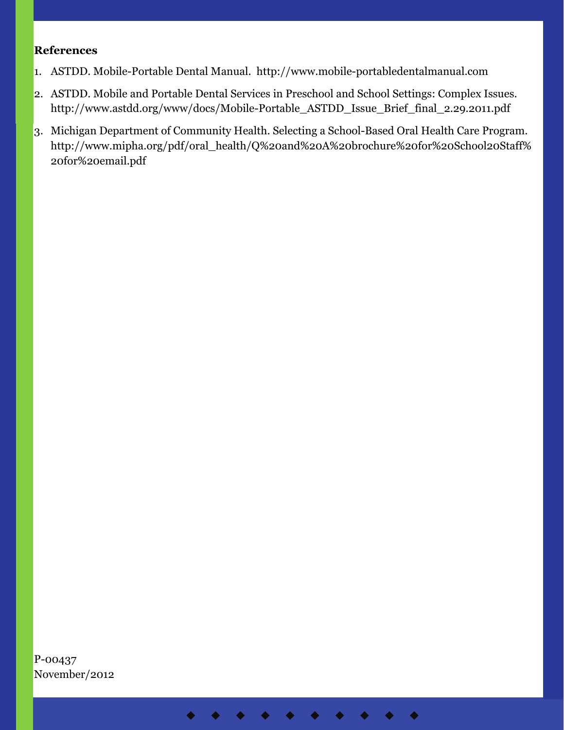**References**

1. ASTDD. Mobile-Portable Dental Manual. http://www.mobile-portabledentalmanual.com
2. ASTDD. Mobile and Portable Dental Services in Preschool and School Settings: Complex Issues. http://www.astdd.org/www/docs/Mobile-Portable_ASTDD_Issue_Brief_final_2.29.2011.pdf
3. Michigan Department of Community Health. Selecting a School-Based Oral Health Care Program. http://www.mipha.org/pdf/oral_health/Q%20and%20A%20brochure%20for%20School20Staff%20for%20email.pdf

P-00437
November/2012